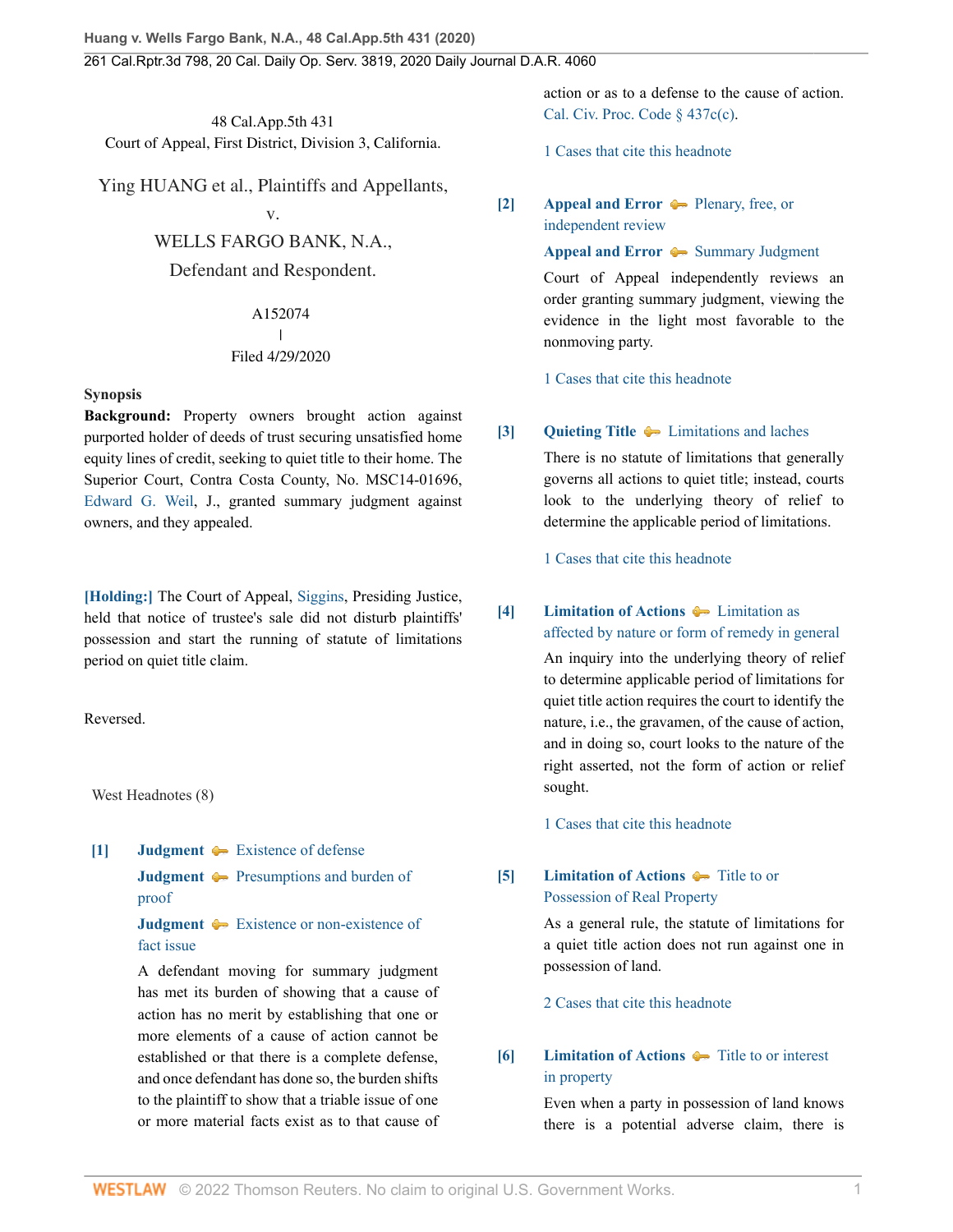48 Cal.App.5th 431
Court of Appeal, First District, Division 3, California.

Ying HUANG et al., Plaintiffs and Appellants,
v.
WELLS FARGO BANK, N.A.,
Defendant and Respondent.

A152074
|
Filed 4/29/2020

## Synopsis

**Background:** Property owners brought action against purported holder of deeds of trust securing unsatisfied home equity lines of credit, seeking to quiet title to their home. The Superior Court, Contra Costa County, No. MSC14-01696, Edward G. Weil, J., granted summary judgment against owners, and they appealed.

**[Holding:]** The Court of Appeal, Siggins, Presiding Justice, held that notice of trustee's sale did not disturb plaintiffs' possession and start the running of statute of limitations period on quiet title claim.

Reversed.

West Headnotes (8)

**[1]** **Judgment** — Existence of defense
**Judgment** — Presumptions and burden of proof
**Judgment** — Existence or non-existence of fact issue

A defendant moving for summary judgment has met its burden of showing that a cause of action has no merit by establishing that one or more elements of a cause of action cannot be established or that there is a complete defense, and once defendant has done so, the burden shifts to the plaintiff to show that a triable issue of one or more material facts exist as to that cause of action or as to a defense to the cause of action. Cal. Civ. Proc. Code § 437c(c).

1 Cases that cite this headnote

**[2]** **Appeal and Error** — Plenary, free, or independent review
**Appeal and Error** — Summary Judgment

Court of Appeal independently reviews an order granting summary judgment, viewing the evidence in the light most favorable to the nonmoving party.

1 Cases that cite this headnote

**[3]** **Quieting Title** — Limitations and laches

There is no statute of limitations that generally governs all actions to quiet title; instead, courts look to the underlying theory of relief to determine the applicable period of limitations.

1 Cases that cite this headnote

**[4]** **Limitation of Actions** — Limitation as affected by nature or form of remedy in general

An inquiry into the underlying theory of relief to determine applicable period of limitations for quiet title action requires the court to identify the nature, i.e., the gravamen, of the cause of action, and in doing so, court looks to the nature of the right asserted, not the form of action or relief sought.

1 Cases that cite this headnote

**[5]** **Limitation of Actions** — Title to or Possession of Real Property

As a general rule, the statute of limitations for a quiet title action does not run against one in possession of land.

2 Cases that cite this headnote

**[6]** **Limitation of Actions** — Title to or interest in property

Even when a party in possession of land knows there is a potential adverse claim, there is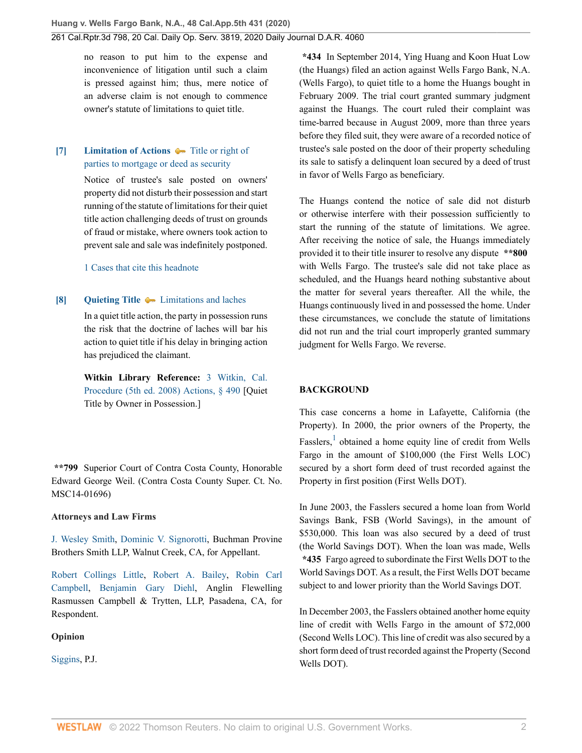no reason to put him to the expense and inconvenience of litigation until such a claim is pressed against him; thus, mere notice of an adverse claim is not enough to commence owner's statute of limitations to quiet title.

**[7] Limitation of Actions** — Title or right of parties to mortgage or deed as security

Notice of trustee's sale posted on owners' property did not disturb their possession and start running of the statute of limitations for their quiet title action challenging deeds of trust on grounds of fraud or mistake, where owners took action to prevent sale and sale was indefinitely postponed.

1 Cases that cite this headnote

**[8] Quieting Title** — Limitations and laches

In a quiet title action, the party in possession runs the risk that the doctrine of laches will bar his action to quiet title if his delay in bringing action has prejudiced the claimant.

**Witkin Library Reference:** 3 Witkin, Cal. Procedure (5th ed. 2008) Actions, § 490 [Quiet Title by Owner in Possession.]

**\*\*799** Superior Court of Contra Costa County, Honorable Edward George Weil. (Contra Costa County Super. Ct. No. MSC14-01696)

**Attorneys and Law Firms**

J. Wesley Smith, Dominic V. Signorotti, Buchman Provine Brothers Smith LLP, Walnut Creek, CA, for Appellant.

Robert Collings Little, Robert A. Bailey, Robin Carl Campbell, Benjamin Gary Diehl, Anglin Flewelling Rasmussen Campbell & Trytten, LLP, Pasadena, CA, for Respondent.

**Opinion**

Siggins, P.J.

**\*434** In September 2014, Ying Huang and Koon Huat Low (the Huangs) filed an action against Wells Fargo Bank, N.A. (Wells Fargo), to quiet title to a home the Huangs bought in February 2009. The trial court granted summary judgment against the Huangs. The court ruled their complaint was time-barred because in August 2009, more than three years before they filed suit, they were aware of a recorded notice of trustee's sale posted on the door of their property scheduling its sale to satisfy a delinquent loan secured by a deed of trust in favor of Wells Fargo as beneficiary.

The Huangs contend the notice of sale did not disturb or otherwise interfere with their possession sufficiently to start the running of the statute of limitations. We agree. After receiving the notice of sale, the Huangs immediately provided it to their title insurer to resolve any dispute **\*\*800** with Wells Fargo. The trustee's sale did not take place as scheduled, and the Huangs heard nothing substantive about the matter for several years thereafter. All the while, the Huangs continuously lived in and possessed the home. Under these circumstances, we conclude the statute of limitations did not run and the trial court improperly granted summary judgment for Wells Fargo. We reverse.

**BACKGROUND**

This case concerns a home in Lafayette, California (the Property). In 2000, the prior owners of the Property, the Fasslers,[1] obtained a home equity line of credit from Wells Fargo in the amount of $100,000 (the First Wells LOC) secured by a short form deed of trust recorded against the Property in first position (First Wells DOT).

In June 2003, the Fasslers secured a home loan from World Savings Bank, FSB (World Savings), in the amount of $530,000. This loan was also secured by a deed of trust (the World Savings DOT). When the loan was made, Wells **\*435** Fargo agreed to subordinate the First Wells DOT to the World Savings DOT. As a result, the First Wells DOT became subject to and lower priority than the World Savings DOT.

In December 2003, the Fasslers obtained another home equity line of credit with Wells Fargo in the amount of $72,000 (Second Wells LOC). This line of credit was also secured by a short form deed of trust recorded against the Property (Second Wells DOT).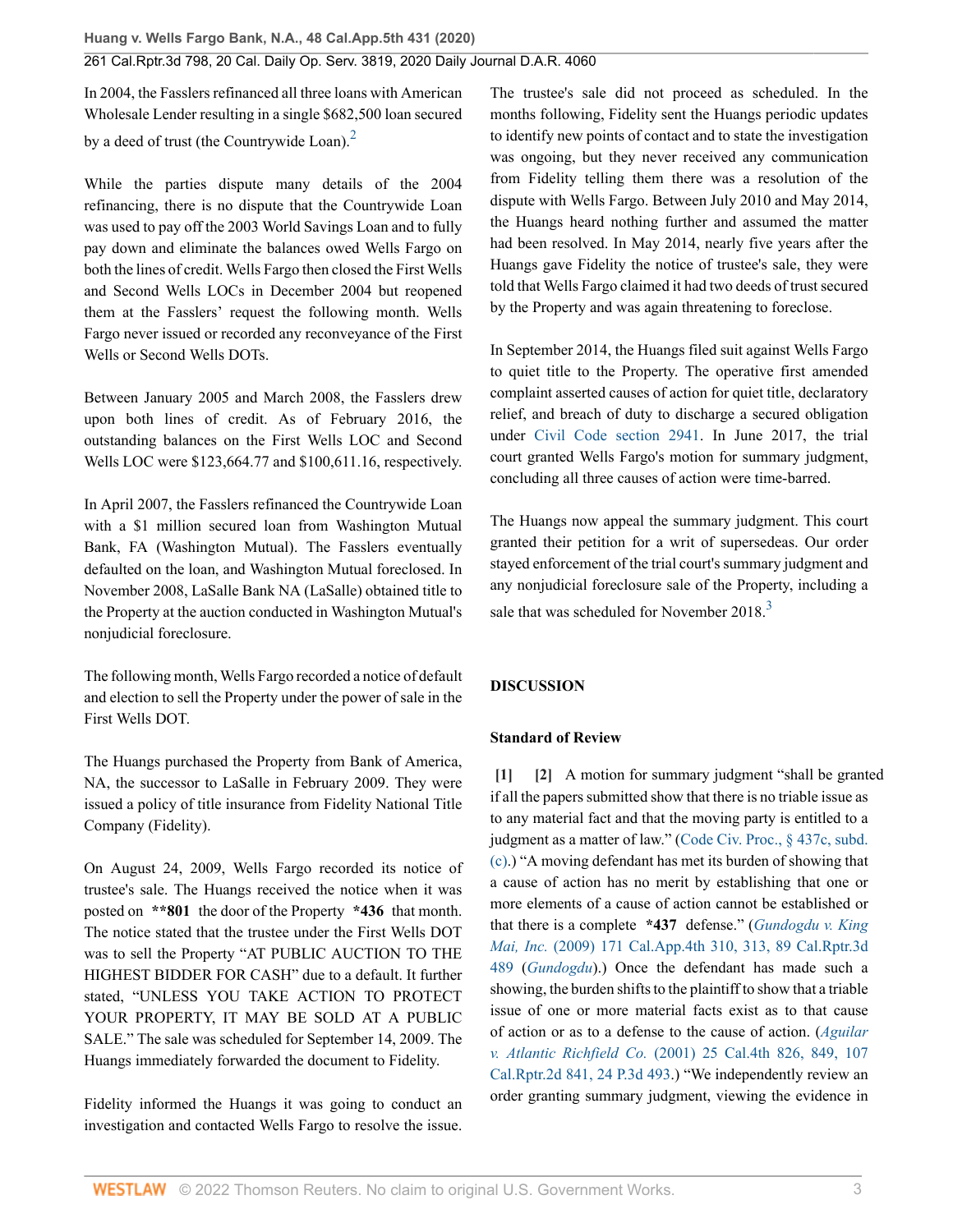In 2004, the Fasslers refinanced all three loans with American Wholesale Lender resulting in a single $682,500 loan secured by a deed of trust (the Countrywide Loan).[2]

While the parties dispute many details of the 2004 refinancing, there is no dispute that the Countrywide Loan was used to pay off the 2003 World Savings Loan and to fully pay down and eliminate the balances owed Wells Fargo on both the lines of credit. Wells Fargo then closed the First Wells and Second Wells LOCs in December 2004 but reopened them at the Fasslers' request the following month. Wells Fargo never issued or recorded any reconveyance of the First Wells or Second Wells DOTs.

Between January 2005 and March 2008, the Fasslers drew upon both lines of credit. As of February 2016, the outstanding balances on the First Wells LOC and Second Wells LOC were $123,664.77 and $100,611.16, respectively.

In April 2007, the Fasslers refinanced the Countrywide Loan with a $1 million secured loan from Washington Mutual Bank, FA (Washington Mutual). The Fasslers eventually defaulted on the loan, and Washington Mutual foreclosed. In November 2008, LaSalle Bank NA (LaSalle) obtained title to the Property at the auction conducted in Washington Mutual's nonjudicial foreclosure.

The following month, Wells Fargo recorded a notice of default and election to sell the Property under the power of sale in the First Wells DOT.

The Huangs purchased the Property from Bank of America, NA, the successor to LaSalle in February 2009. They were issued a policy of title insurance from Fidelity National Title Company (Fidelity).

On August 24, 2009, Wells Fargo recorded its notice of trustee's sale. The Huangs received the notice when it was posted on **\*\*801** the door of the Property **\*436** that month. The notice stated that the trustee under the First Wells DOT was to sell the Property "AT PUBLIC AUCTION TO THE HIGHEST BIDDER FOR CASH" due to a default. It further stated, "UNLESS YOU TAKE ACTION TO PROTECT YOUR PROPERTY, IT MAY BE SOLD AT A PUBLIC SALE." The sale was scheduled for September 14, 2009. The Huangs immediately forwarded the document to Fidelity.

Fidelity informed the Huangs it was going to conduct an investigation and contacted Wells Fargo to resolve the issue. The trustee's sale did not proceed as scheduled. In the months following, Fidelity sent the Huangs periodic updates to identify new points of contact and to state the investigation was ongoing, but they never received any communication from Fidelity telling them there was a resolution of the dispute with Wells Fargo. Between July 2010 and May 2014, the Huangs heard nothing further and assumed the matter had been resolved. In May 2014, nearly five years after the Huangs gave Fidelity the notice of trustee's sale, they were told that Wells Fargo claimed it had two deeds of trust secured by the Property and was again threatening to foreclose.

In September 2014, the Huangs filed suit against Wells Fargo to quiet title to the Property. The operative first amended complaint asserted causes of action for quiet title, declaratory relief, and breach of duty to discharge a secured obligation under Civil Code section 2941. In June 2017, the trial court granted Wells Fargo's motion for summary judgment, concluding all three causes of action were time-barred.

The Huangs now appeal the summary judgment. This court granted their petition for a writ of supersedeas. Our order stayed enforcement of the trial court's summary judgment and any nonjudicial foreclosure sale of the Property, including a sale that was scheduled for November 2018.[3]

## DISCUSSION

### Standard of Review

**[1] [2]** A motion for summary judgment "shall be granted if all the papers submitted show that there is no triable issue as to any material fact and that the moving party is entitled to a judgment as a matter of law." (Code Civ. Proc., § 437c, subd. (c).) "A moving defendant has met its burden of showing that a cause of action has no merit by establishing that one or more elements of a cause of action cannot be established or that there is a complete **\*437** defense." (*Gundogdu v. King Mai, Inc.* (2009) 171 Cal.App.4th 310, 313, 89 Cal.Rptr.3d 489 (*Gundogdu*).) Once the defendant has made such a showing, the burden shifts to the plaintiff to show that a triable issue of one or more material facts exist as to that cause of action or as to a defense to the cause of action. (*Aguilar v. Atlantic Richfield Co.* (2001) 25 Cal.4th 826, 849, 107 Cal.Rptr.2d 841, 24 P.3d 493.) "We independently review an order granting summary judgment, viewing the evidence in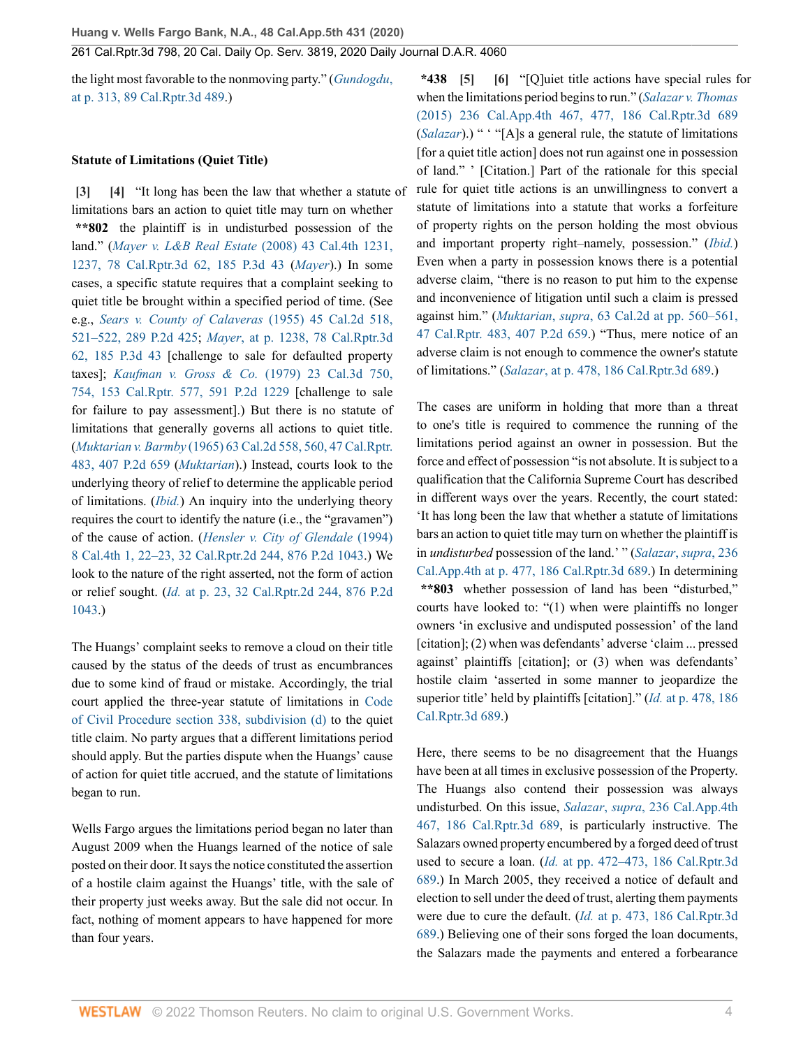the light most favorable to the nonmoving party." (*Gundogdu*, at p. 313, 89 Cal.Rptr.3d 489.)

**Statute of Limitations (Quiet Title)**

**[3] [4]** "It long has been the law that whether a statute of limitations bars an action to quiet title may turn on whether **\*\*802** the plaintiff is in undisturbed possession of the land." (*Mayer v. L&B Real Estate* (2008) 43 Cal.4th 1231, 1237, 78 Cal.Rptr.3d 62, 185 P.3d 43 (*Mayer*).) In some cases, a specific statute requires that a complaint seeking to quiet title be brought within a specified period of time. (See e.g., *Sears v. County of Calaveras* (1955) 45 Cal.2d 518, 521–522, 289 P.2d 425; *Mayer*, at p. 1238, 78 Cal.Rptr.3d 62, 185 P.3d 43 [challenge to sale for defaulted property taxes]; *Kaufman v. Gross & Co.* (1979) 23 Cal.3d 750, 754, 153 Cal.Rptr. 577, 591 P.2d 1229 [challenge to sale for failure to pay assessment].) But there is no statute of limitations that generally governs all actions to quiet title. (*Muktarian v. Barmby* (1965) 63 Cal.2d 558, 560, 47 Cal.Rptr. 483, 407 P.2d 659 (*Muktarian*).) Instead, courts look to the underlying theory of relief to determine the applicable period of limitations. (*Ibid.*) An inquiry into the underlying theory requires the court to identify the nature (i.e., the "gravamen") of the cause of action. (*Hensler v. City of Glendale* (1994) 8 Cal.4th 1, 22–23, 32 Cal.Rptr.2d 244, 876 P.2d 1043.) We look to the nature of the right asserted, not the form of action or relief sought. (*Id.* at p. 23, 32 Cal.Rptr.2d 244, 876 P.2d 1043.)

The Huangs' complaint seeks to remove a cloud on their title caused by the status of the deeds of trust as encumbrances due to some kind of fraud or mistake. Accordingly, the trial court applied the three-year statute of limitations in Code of Civil Procedure section 338, subdivision (d) to the quiet title claim. No party argues that a different limitations period should apply. But the parties dispute when the Huangs' cause of action for quiet title accrued, and the statute of limitations began to run.

Wells Fargo argues the limitations period began no later than August 2009 when the Huangs learned of the notice of sale posted on their door. It says the notice constituted the assertion of a hostile claim against the Huangs' title, with the sale of their property just weeks away. But the sale did not occur. In fact, nothing of moment appears to have happened for more than four years.

**\*438 [5] [6]** "[Q]uiet title actions have special rules for when the limitations period begins to run." (*Salazar v. Thomas* (2015) 236 Cal.App.4th 467, 477, 186 Cal.Rptr.3d 689 (*Salazar*).) " ' "[A]s a general rule, the statute of limitations [for a quiet title action] does not run against one in possession of land." ' [Citation.] Part of the rationale for this special rule for quiet title actions is an unwillingness to convert a statute of limitations into a statute that works a forfeiture of property rights on the person holding the most obvious and important property right–namely, possession." (*Ibid.*) Even when a party in possession knows there is a potential adverse claim, "there is no reason to put him to the expense and inconvenience of litigation until such a claim is pressed against him." (*Muktarian, supra*, 63 Cal.2d at pp. 560–561, 47 Cal.Rptr. 483, 407 P.2d 659.) "Thus, mere notice of an adverse claim is not enough to commence the owner's statute of limitations." (*Salazar*, at p. 478, 186 Cal.Rptr.3d 689.)

The cases are uniform in holding that more than a threat to one's title is required to commence the running of the limitations period against an owner in possession. But the force and effect of possession "is not absolute. It is subject to a qualification that the California Supreme Court has described in different ways over the years. Recently, the court stated: 'It has long been the law that whether a statute of limitations bars an action to quiet title may turn on whether the plaintiff is in *undisturbed* possession of the land.' " (*Salazar, supra*, 236 Cal.App.4th at p. 477, 186 Cal.Rptr.3d 689.) In determining **\*\*803** whether possession of land has been "disturbed," courts have looked to: "(1) when were plaintiffs no longer owners 'in exclusive and undisputed possession' of the land [citation]; (2) when was defendants' adverse 'claim ... pressed against' plaintiffs [citation]; or (3) when was defendants' hostile claim 'asserted in some manner to jeopardize the superior title' held by plaintiffs [citation]." (*Id.* at p. 478, 186 Cal.Rptr.3d 689.)

Here, there seems to be no disagreement that the Huangs have been at all times in exclusive possession of the Property. The Huangs also contend their possession was always undisturbed. On this issue, *Salazar, supra*, 236 Cal.App.4th 467, 186 Cal.Rptr.3d 689, is particularly instructive. The Salazars owned property encumbered by a forged deed of trust used to secure a loan. (*Id.* at pp. 472–473, 186 Cal.Rptr.3d 689.) In March 2005, they received a notice of default and election to sell under the deed of trust, alerting them payments were due to cure the default. (*Id.* at p. 473, 186 Cal.Rptr.3d 689.) Believing one of their sons forged the loan documents, the Salazars made the payments and entered a forbearance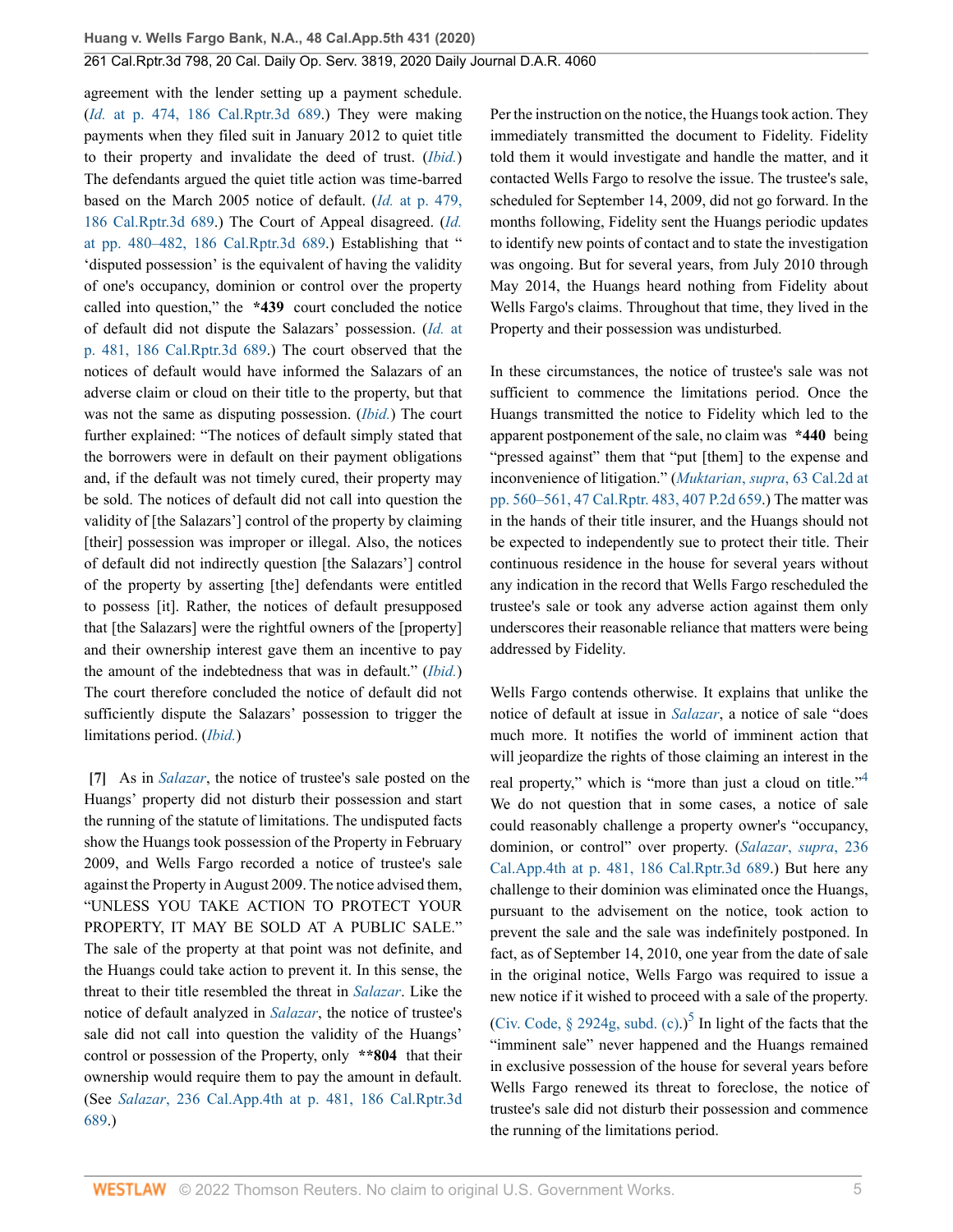agreement with the lender setting up a payment schedule. (*Id.* at p. 474, 186 Cal.Rptr.3d 689.) They were making payments when they filed suit in January 2012 to quiet title to their property and invalidate the deed of trust. (*Ibid.*) The defendants argued the quiet title action was time-barred based on the March 2005 notice of default. (*Id.* at p. 479, 186 Cal.Rptr.3d 689.) The Court of Appeal disagreed. (*Id.* at pp. 480–482, 186 Cal.Rptr.3d 689.) Establishing that " 'disputed possession' is the equivalent of having the validity of one's occupancy, dominion or control over the property called into question," the **\*439** court concluded the notice of default did not dispute the Salazars' possession. (*Id.* at p. 481, 186 Cal.Rptr.3d 689.) The court observed that the notices of default would have informed the Salazars of an adverse claim or cloud on their title to the property, but that was not the same as disputing possession. (*Ibid.*) The court further explained: "The notices of default simply stated that the borrowers were in default on their payment obligations and, if the default was not timely cured, their property may be sold. The notices of default did not call into question the validity of [the Salazars'] control of the property by claiming [their] possession was improper or illegal. Also, the notices of default did not indirectly question [the Salazars'] control of the property by asserting [the] defendants were entitled to possess [it]. Rather, the notices of default presupposed that [the Salazars] were the rightful owners of the [property] and their ownership interest gave them an incentive to pay the amount of the indebtedness that was in default." (*Ibid.*) The court therefore concluded the notice of default did not sufficiently dispute the Salazars' possession to trigger the limitations period. (*Ibid.*)

**[7]** As in *Salazar*, the notice of trustee's sale posted on the Huangs' property did not disturb their possession and start the running of the statute of limitations. The undisputed facts show the Huangs took possession of the Property in February 2009, and Wells Fargo recorded a notice of trustee's sale against the Property in August 2009. The notice advised them, "UNLESS YOU TAKE ACTION TO PROTECT YOUR PROPERTY, IT MAY BE SOLD AT A PUBLIC SALE." The sale of the property at that point was not definite, and the Huangs could take action to prevent it. In this sense, the threat to their title resembled the threat in *Salazar*. Like the notice of default analyzed in *Salazar*, the notice of trustee's sale did not call into question the validity of the Huangs' control or possession of the Property, only **\*\*804** that their ownership would require them to pay the amount in default. (See *Salazar*, 236 Cal.App.4th at p. 481, 186 Cal.Rptr.3d 689.)

Per the instruction on the notice, the Huangs took action. They immediately transmitted the document to Fidelity. Fidelity told them it would investigate and handle the matter, and it contacted Wells Fargo to resolve the issue. The trustee's sale, scheduled for September 14, 2009, did not go forward. In the months following, Fidelity sent the Huangs periodic updates to identify new points of contact and to state the investigation was ongoing. But for several years, from July 2010 through May 2014, the Huangs heard nothing from Fidelity about Wells Fargo's claims. Throughout that time, they lived in the Property and their possession was undisturbed.

In these circumstances, the notice of trustee's sale was not sufficient to commence the limitations period. Once the Huangs transmitted the notice to Fidelity which led to the apparent postponement of the sale, no claim was **\*440** being "pressed against" them that "put [them] to the expense and inconvenience of litigation." (*Muktarian, supra*, 63 Cal.2d at pp. 560–561, 47 Cal.Rptr. 483, 407 P.2d 659.) The matter was in the hands of their title insurer, and the Huangs should not be expected to independently sue to protect their title. Their continuous residence in the house for several years without any indication in the record that Wells Fargo rescheduled the trustee's sale or took any adverse action against them only underscores their reasonable reliance that matters were being addressed by Fidelity.

Wells Fargo contends otherwise. It explains that unlike the notice of default at issue in *Salazar*, a notice of sale "does much more. It notifies the world of imminent action that will jeopardize the rights of those claiming an interest in the real property," which is "more than just a cloud on title."[4] We do not question that in some cases, a notice of sale could reasonably challenge a property owner's "occupancy, dominion, or control" over property. (*Salazar, supra*, 236 Cal.App.4th at p. 481, 186 Cal.Rptr.3d 689.) But here any challenge to their dominion was eliminated once the Huangs, pursuant to the advisement on the notice, took action to prevent the sale and the sale was indefinitely postponed. In fact, as of September 14, 2010, one year from the date of sale in the original notice, Wells Fargo was required to issue a new notice if it wished to proceed with a sale of the property. (Civ. Code, § 2924g, subd. (c).)[5] In light of the facts that the "imminent sale" never happened and the Huangs remained in exclusive possession of the house for several years before Wells Fargo renewed its threat to foreclose, the notice of trustee's sale did not disturb their possession and commence the running of the limitations period.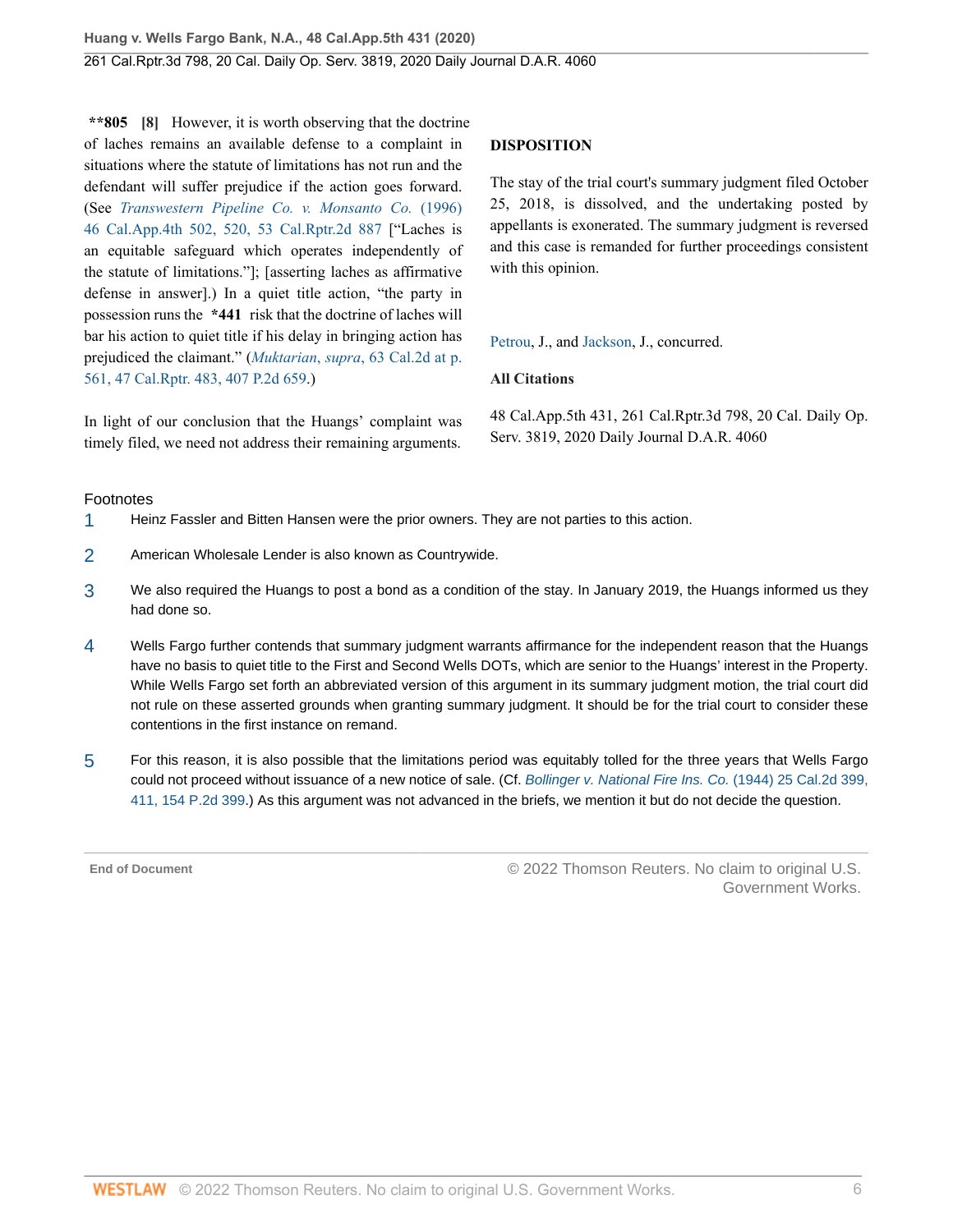**\*\*805 [8]** However, it is worth observing that the doctrine of laches remains an available defense to a complaint in situations where the statute of limitations has not run and the defendant will suffer prejudice if the action goes forward. (See *Transwestern Pipeline Co. v. Monsanto Co.* (1996) 46 Cal.App.4th 502, 520, 53 Cal.Rptr.2d 887 ["Laches is an equitable safeguard which operates independently of the statute of limitations."]; [asserting laches as affirmative defense in answer].) In a quiet title action, "the party in possession runs the **\*441** risk that the doctrine of laches will bar his action to quiet title if his delay in bringing action has prejudiced the claimant." (*Muktarian, supra*, 63 Cal.2d at p. 561, 47 Cal.Rptr. 483, 407 P.2d 659.)

In light of our conclusion that the Huangs' complaint was timely filed, we need not address their remaining arguments.

**DISPOSITION**

The stay of the trial court's summary judgment filed October 25, 2018, is dissolved, and the undertaking posted by appellants is exonerated. The summary judgment is reversed and this case is remanded for further proceedings consistent with this opinion.

Petrou, J., and Jackson, J., concurred.

**All Citations**

48 Cal.App.5th 431, 261 Cal.Rptr.3d 798, 20 Cal. Daily Op. Serv. 3819, 2020 Daily Journal D.A.R. 4060

Footnotes

1 Heinz Fassler and Bitten Hansen were the prior owners. They are not parties to this action.

2 American Wholesale Lender is also known as Countrywide.

3 We also required the Huangs to post a bond as a condition of the stay. In January 2019, the Huangs informed us they had done so.

4 Wells Fargo further contends that summary judgment warrants affirmance for the independent reason that the Huangs have no basis to quiet title to the First and Second Wells DOTs, which are senior to the Huangs' interest in the Property. While Wells Fargo set forth an abbreviated version of this argument in its summary judgment motion, the trial court did not rule on these asserted grounds when granting summary judgment. It should be for the trial court to consider these contentions in the first instance on remand.

5 For this reason, it is also possible that the limitations period was equitably tolled for the three years that Wells Fargo could not proceed without issuance of a new notice of sale. (Cf. *Bollinger v. National Fire Ins. Co.* (1944) 25 Cal.2d 399, 411, 154 P.2d 399.) As this argument was not advanced in the briefs, we mention it but do not decide the question.

End of Document © 2022 Thomson Reuters. No claim to original U.S. Government Works.